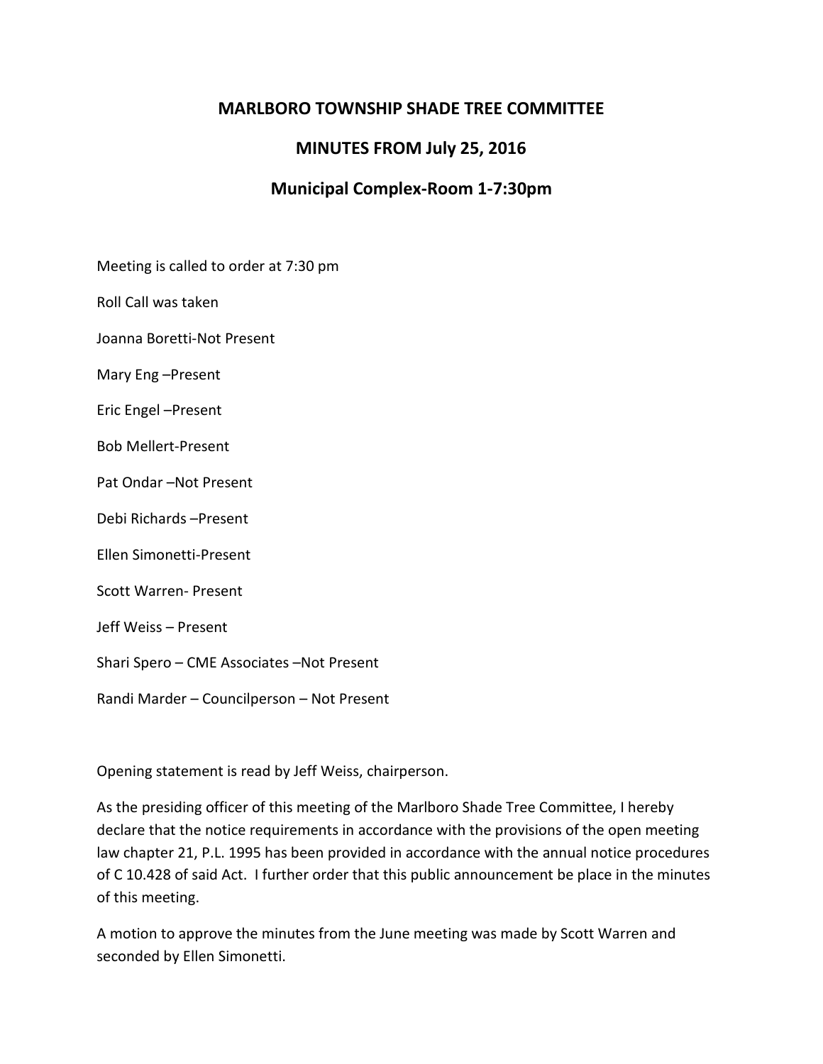# MARLBORO TOWNSHIP SHADE TREE COMMITTEE

## MINUTES FROM July 25, 2016

## Municipal Complex-Room 1-7:30pm

Meeting is called to order at 7:30 pm

Roll Call was taken

Joanna Boretti-Not Present

Mary Eng –Present

Eric Engel –Present

Bob Mellert-Present

Pat Ondar –Not Present

Debi Richards –Present

Ellen Simonetti-Present

Scott Warren- Present

Jeff Weiss – Present

Shari Spero – CME Associates –Not Present

Randi Marder – Councilperson – Not Present

Opening statement is read by Jeff Weiss, chairperson.

As the presiding officer of this meeting of the Marlboro Shade Tree Committee, I hereby declare that the notice requirements in accordance with the provisions of the open meeting law chapter 21, P.L. 1995 has been provided in accordance with the annual notice procedures of C 10.428 of said Act. I further order that this public announcement be place in the minutes of this meeting.

A motion to approve the minutes from the June meeting was made by Scott Warren and seconded by Ellen Simonetti.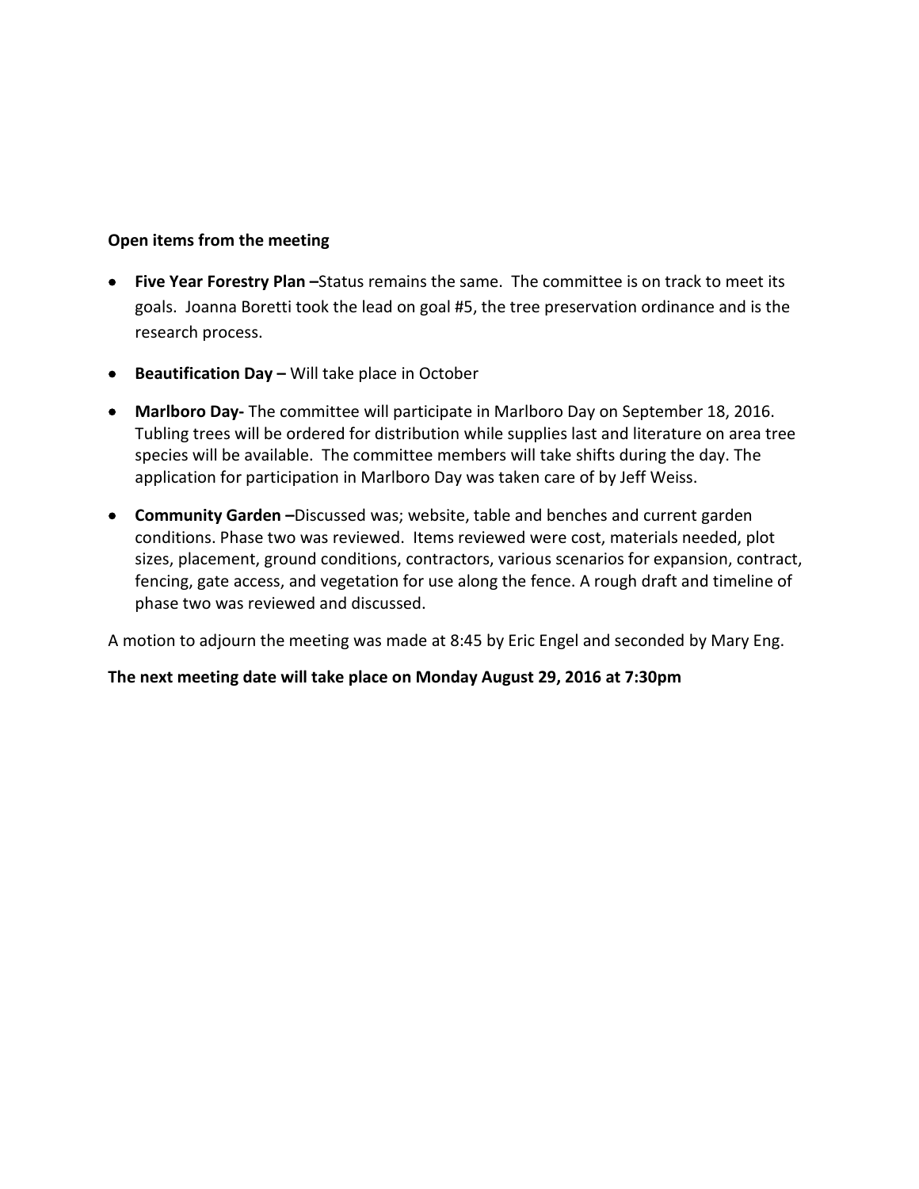**Open items from the meeting**

- **Five Year Forestry Plan –**Status remains the same. The committee is on track to meet its goals. Joanna Boretti took the lead on goal #5, the tree preservation ordinance and is the research process.

- **Beautification Day –** Will take place in October

- **Marlboro Day-** The committee will participate in Marlboro Day on September 18, 2016. Tubling trees will be ordered for distribution while supplies last and literature on area tree species will be available. The committee members will take shifts during the day. The application for participation in Marlboro Day was taken care of by Jeff Weiss.

- **Community Garden –**Discussed was; website, table and benches and current garden conditions. Phase two was reviewed. Items reviewed were cost, materials needed, plot sizes, placement, ground conditions, contractors, various scenarios for expansion, contract, fencing, gate access, and vegetation for use along the fence. A rough draft and timeline of phase two was reviewed and discussed.

A motion to adjourn the meeting was made at 8:45 by Eric Engel and seconded by Mary Eng.

**The next meeting date will take place on Monday August 29, 2016 at 7:30pm**